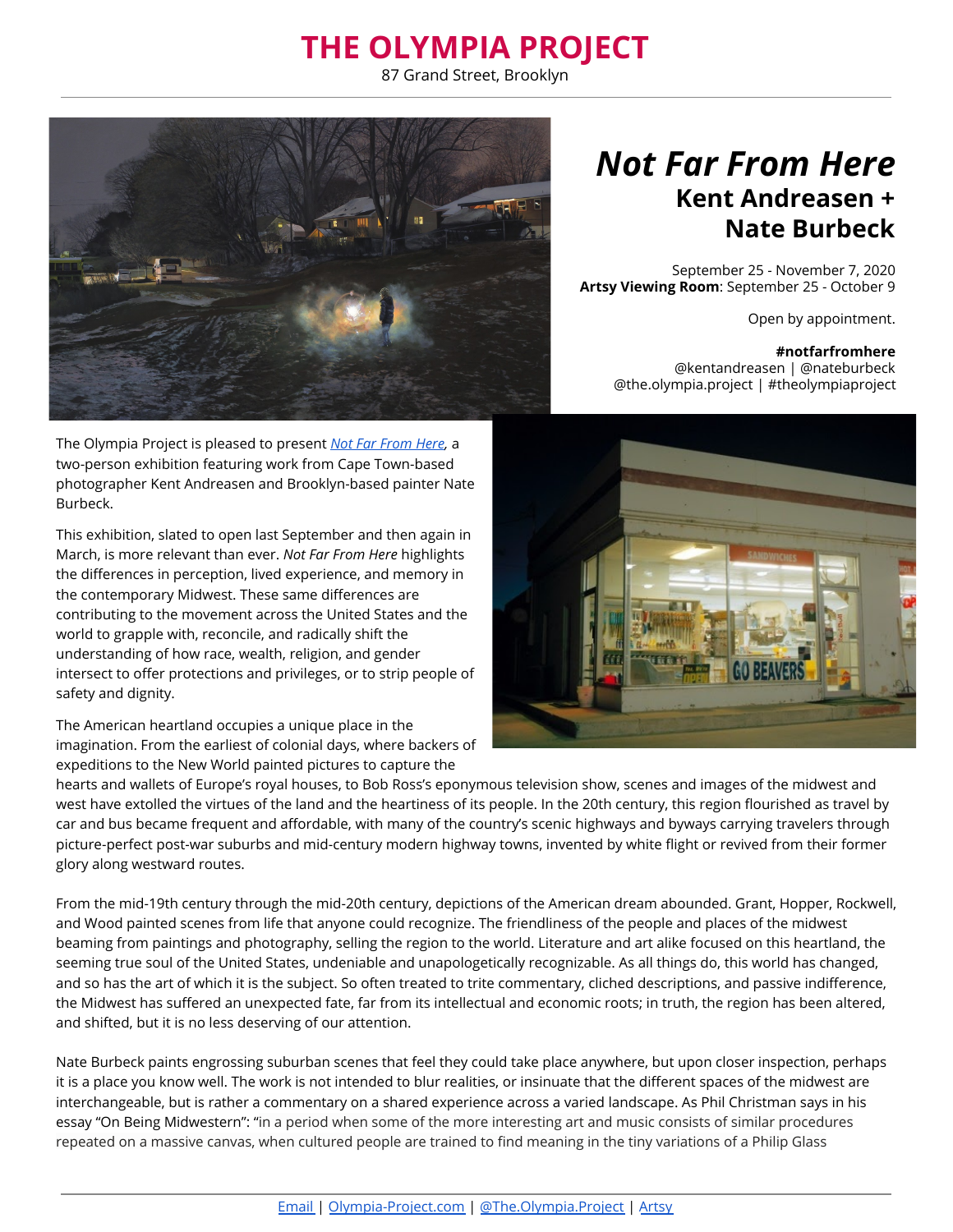# THE OLYMPIA PROJECT

87 Grand Street, Brooklyn

# *Not Far From Here*

## Kent Andreasen + Nate Burbeck

September 25 - November 7, 2020
**Artsy Viewing Room**: September 25 - October 9

Open by appointment.

**#notfarfromhere**
@kentandreasen | @nateburbeck
@the.olympia.project | #theolympiaproject

The Olympia Project is pleased to present *Not Far From Here*, a two-person exhibition featuring work from Cape Town-based photographer Kent Andreasen and Brooklyn-based painter Nate Burbeck.

This exhibition, slated to open last September and then again in March, is more relevant than ever. *Not Far From Here* highlights the differences in perception, lived experience, and memory in the contemporary Midwest. These same differences are contributing to the movement across the United States and the world to grapple with, reconcile, and radically shift the understanding of how race, wealth, religion, and gender intersect to offer protections and privileges, or to strip people of safety and dignity.

The American heartland occupies a unique place in the imagination. From the earliest of colonial days, where backers of expeditions to the New World painted pictures to capture the hearts and wallets of Europe's royal houses, to Bob Ross's eponymous television show, scenes and images of the midwest and west have extolled the virtues of the land and the heartiness of its people. In the 20th century, this region flourished as travel by car and bus became frequent and affordable, with many of the country's scenic highways and byways carrying travelers through picture-perfect post-war suburbs and mid-century modern highway towns, invented by white flight or revived from their former glory along westward routes.

From the mid-19th century through the mid-20th century, depictions of the American dream abounded. Grant, Hopper, Rockwell, and Wood painted scenes from life that anyone could recognize. The friendliness of the people and places of the midwest beaming from paintings and photography, selling the region to the world. Literature and art alike focused on this heartland, the seeming true soul of the United States, undeniable and unapologetically recognizable. As all things do, this world has changed, and so has the art of which it is the subject. So often treated to trite commentary, cliched descriptions, and passive indifference, the Midwest has suffered an unexpected fate, far from its intellectual and economic roots; in truth, the region has been altered, and shifted, but it is no less deserving of our attention.

Nate Burbeck paints engrossing suburban scenes that feel they could take place anywhere, but upon closer inspection, perhaps it is a place you know well. The work is not intended to blur realities, or insinuate that the different spaces of the midwest are interchangeable, but is rather a commentary on a shared experience across a varied landscape. As Phil Christman says in his essay "On Being Midwestern": "in a period when some of the more interesting art and music consists of similar procedures repeated on a massive canvas, when cultured people are trained to find meaning in the tiny variations of a Philip Glass

Email | Olympia-Project.com | @The.Olympia.Project | Artsy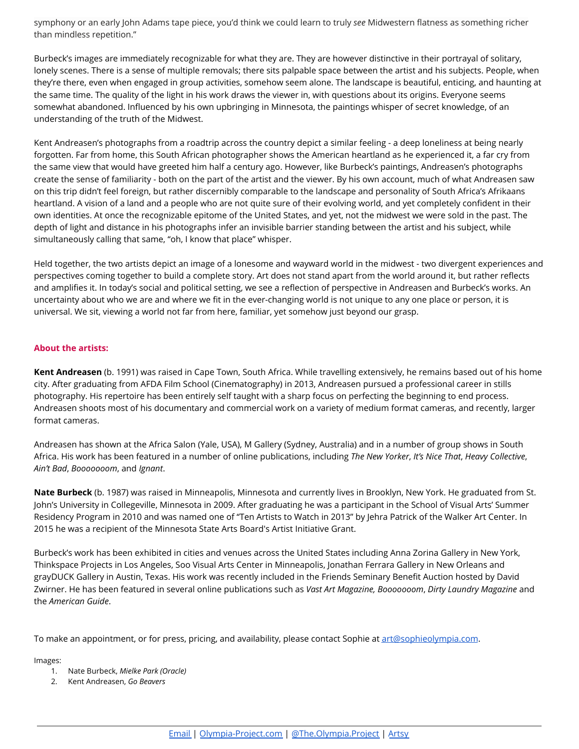symphony or an early John Adams tape piece, you'd think we could learn to truly *see* Midwestern flatness as something richer than mindless repetition."

Burbeck's images are immediately recognizable for what they are. They are however distinctive in their portrayal of solitary, lonely scenes. There is a sense of multiple removals; there sits palpable space between the artist and his subjects. People, when they're there, even when engaged in group activities, somehow seem alone. The landscape is beautiful, enticing, and haunting at the same time. The quality of the light in his work draws the viewer in, with questions about its origins. Everyone seems somewhat abandoned. Influenced by his own upbringing in Minnesota, the paintings whisper of secret knowledge, of an understanding of the truth of the Midwest.

Kent Andreasen's photographs from a roadtrip across the country depict a similar feeling - a deep loneliness at being nearly forgotten. Far from home, this South African photographer shows the American heartland as he experienced it, a far cry from the same view that would have greeted him half a century ago. However, like Burbeck's paintings, Andreasen's photographs create the sense of familiarity - both on the part of the artist and the viewer. By his own account, much of what Andreasen saw on this trip didn't feel foreign, but rather discernibly comparable to the landscape and personality of South Africa's Afrikaans heartland. A vision of a land and a people who are not quite sure of their evolving world, and yet completely confident in their own identities. At once the recognizable epitome of the United States, and yet, not the midwest we were sold in the past. The depth of light and distance in his photographs infer an invisible barrier standing between the artist and his subject, while simultaneously calling that same, "oh, I know that place" whisper.

Held together, the two artists depict an image of a lonesome and wayward world in the midwest - two divergent experiences and perspectives coming together to build a complete story. Art does not stand apart from the world around it, but rather reflects and amplifies it. In today's social and political setting, we see a reflection of perspective in Andreasen and Burbeck's works. An uncertainty about who we are and where we fit in the ever-changing world is not unique to any one place or person, it is universal. We sit, viewing a world not far from here, familiar, yet somehow just beyond our grasp.

**About the artists:**

**Kent Andreasen** (b. 1991) was raised in Cape Town, South Africa. While travelling extensively, he remains based out of his home city. After graduating from AFDA Film School (Cinematography) in 2013, Andreasen pursued a professional career in stills photography. His repertoire has been entirely self taught with a sharp focus on perfecting the beginning to end process. Andreasen shoots most of his documentary and commercial work on a variety of medium format cameras, and recently, larger format cameras.

Andreasen has shown at the Africa Salon (Yale, USA), M Gallery (Sydney, Australia) and in a number of group shows in South Africa. His work has been featured in a number of online publications, including *The New Yorker*, *It's Nice That*, *Heavy Collective*, *Ain't Bad*, *Booooooom*, and *Ignant*.

**Nate Burbeck** (b. 1987) was raised in Minneapolis, Minnesota and currently lives in Brooklyn, New York. He graduated from St. John's University in Collegeville, Minnesota in 2009. After graduating he was a participant in the School of Visual Arts' Summer Residency Program in 2010 and was named one of "Ten Artists to Watch in 2013" by Jehra Patrick of the Walker Art Center. In 2015 he was a recipient of the Minnesota State Arts Board's Artist Initiative Grant.

Burbeck's work has been exhibited in cities and venues across the United States including Anna Zorina Gallery in New York, Thinkspace Projects in Los Angeles, Soo Visual Arts Center in Minneapolis, Jonathan Ferrara Gallery in New Orleans and grayDUCK Gallery in Austin, Texas. His work was recently included in the Friends Seminary Benefit Auction hosted by David Zwirner. He has been featured in several online publications such as *Vast Art Magazine, Booooooom*, *Dirty Laundry Magazine* and the *American Guide*.

To make an appointment, or for press, pricing, and availability, please contact Sophie at art@sophieolympia.com.

Images:

1. Nate Burbeck, *Mielke Park (Oracle)*
2. Kent Andreasen, *Go Beavers*

Email | Olympia-Project.com | @The.Olympia.Project | Artsy